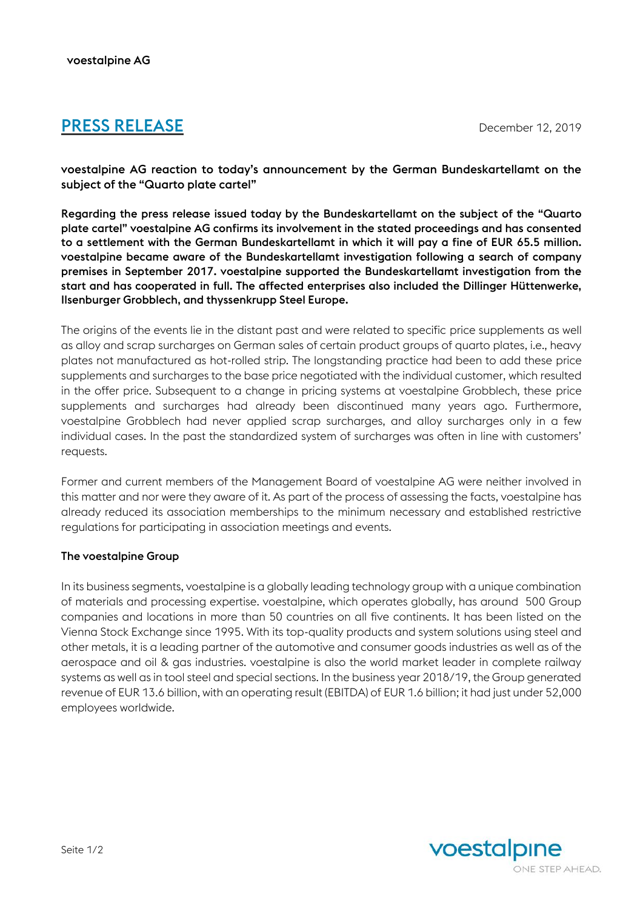voestalpine AG

# PRESS RELEASE

December 12, 2019

**voestalpine AG reaction to today's announcement by the German Bundeskartellamt on the subject of the "Quarto plate cartel"**

**Regarding the press release issued today by the Bundeskartellamt on the subject of the "Quarto plate cartel" voestalpine AG confirms its involvement in the stated proceedings and has consented to a settlement with the German Bundeskartellamt in which it will pay a fine of EUR 65.5 million. voestalpine became aware of the Bundeskartellamt investigation following a search of company premises in September 2017. voestalpine supported the Bundeskartellamt investigation from the start and has cooperated in full. The affected enterprises also included the Dillinger Hüttenwerke, Ilsenburger Grobblech, and thyssenkrupp Steel Europe.**

The origins of the events lie in the distant past and were related to specific price supplements as well as alloy and scrap surcharges on German sales of certain product groups of quarto plates, i.e., heavy plates not manufactured as hot-rolled strip. The longstanding practice had been to add these price supplements and surcharges to the base price negotiated with the individual customer, which resulted in the offer price. Subsequent to a change in pricing systems at voestalpine Grobblech, these price supplements and surcharges had already been discontinued many years ago. Furthermore, voestalpine Grobblech had never applied scrap surcharges, and alloy surcharges only in a few individual cases. In the past the standardized system of surcharges was often in line with customers' requests.

Former and current members of the Management Board of voestalpine AG were neither involved in this matter and nor were they aware of it. As part of the process of assessing the facts, voestalpine has already reduced its association memberships to the minimum necessary and established restrictive regulations for participating in association meetings and events.

**The voestalpine Group**

In its business segments, voestalpine is a globally leading technology group with a unique combination of materials and processing expertise. voestalpine, which operates globally, has around 500 Group companies and locations in more than 50 countries on all five continents. It has been listed on the Vienna Stock Exchange since 1995. With its top-quality products and system solutions using steel and other metals, it is a leading partner of the automotive and consumer goods industries as well as of the aerospace and oil & gas industries. voestalpine is also the world market leader in complete railway systems as well as in tool steel and special sections. In the business year 2018/19, the Group generated revenue of EUR 13.6 billion, with an operating result (EBITDA) of EUR 1.6 billion; it had just under 52,000 employees worldwide.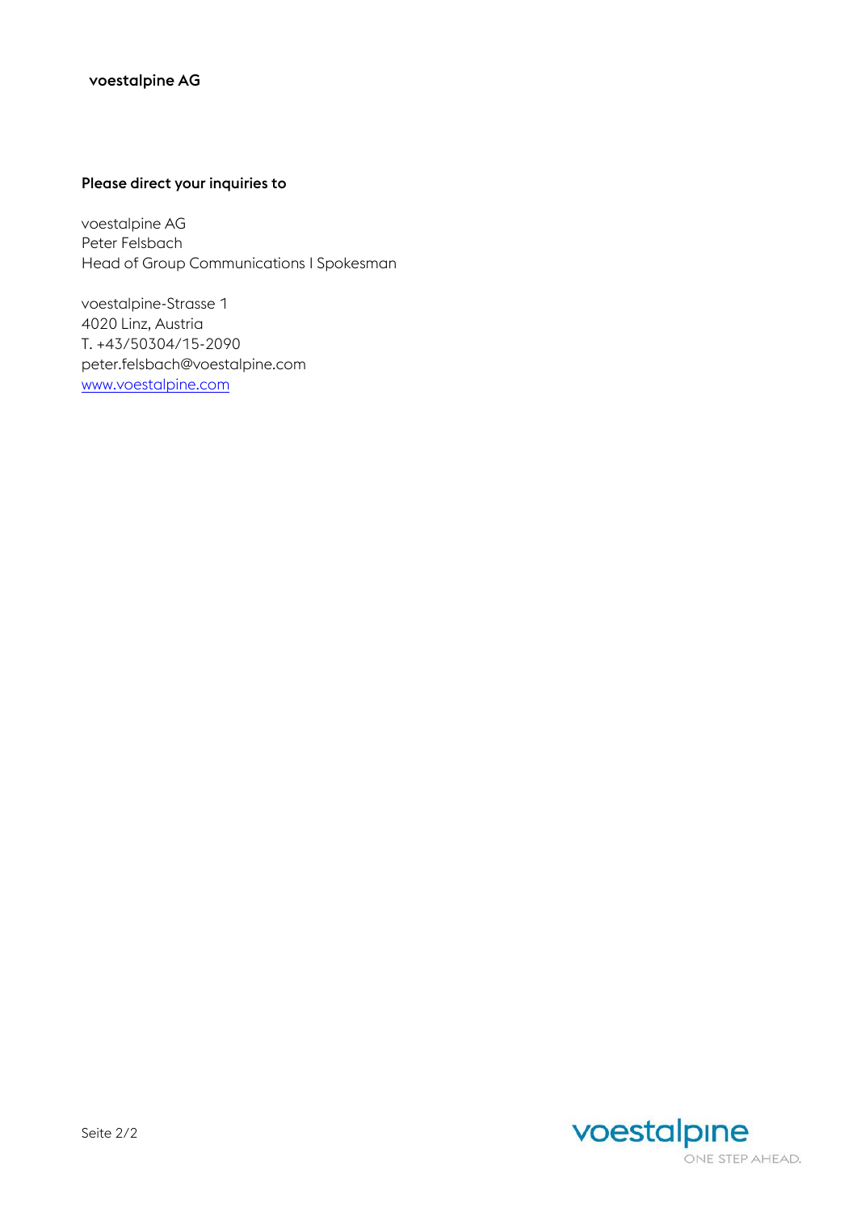**voestalpine AG**

**Please direct your inquiries to**

voestalpine AG
Peter Felsbach
Head of Group Communications I Spokesman

voestalpine-Strasse 1
4020 Linz, Austria
T. +43/50304/15-2090
peter.felsbach@voestalpine.com
www.voestalpine.com